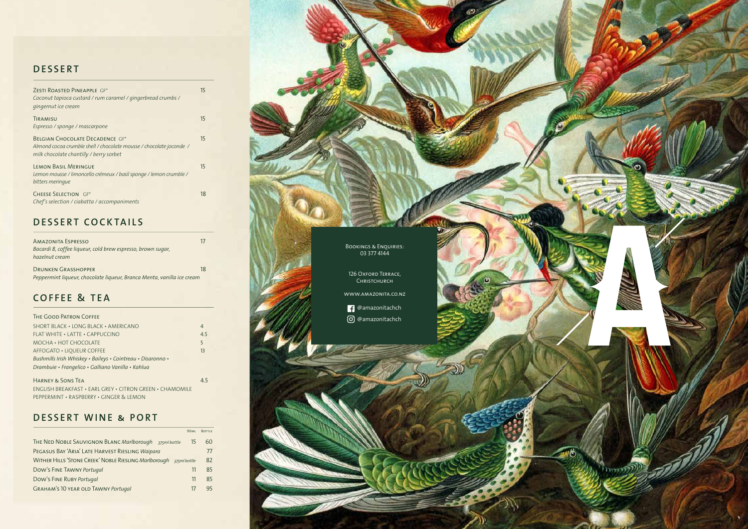## DESSERT

**Zesti Roasted Pineapple** GF* — 15
*Coconut tapioca custard / rum caramel / gingerbread crumbs / gingernut ice cream*

**Tiramisu** — 15
*Espresso / sponge / mascarpone*

**Belgian Chocolate Decadence** GF* — 15
*Almond cocoa crumble shell / chocolate mousse / chocolate joconde / milk chocolate chantilly / berry sorbet*

**Lemon Basil Meringue** — 15
*Lemon mousse / limoncello crémeux / basil sponge / lemon crumble / bitters meringue*

**Cheese Selection** GF* — 18
*Chef's selection / ciabatta / accompaniments*

## DESSERT COCKTAILS

**Amazonita Espresso** — 17
*Bacardi 8, coffee liqueur, cold brew espresso, brown sugar, hazelnut cream*

**Drunken Grasshopper** — 18
*Peppermint liqueur, chocolate liqueur, Branca Menta, vanilla ice cream*

## COFFEE & TEA

**The Good Patron Coffee**

| | |
|---|---|
| SHORT BLACK • LONG BLACK • AMERICANO | 4 |
| FLAT WHITE • LATTE • CAPPUCCINO | 4.5 |
| MOCHA • HOT CHOCOLATE | 5 |
| AFFOGATO • LIQUEUR COFFEE | 13 |

*Bushmills Irish Whiskey • Baileys • Cointreau • Disaronno • Drambuie • Frangelico • Galliano Vanilla • Kahlua*

**Harney & Sons Tea** — 4.5
ENGLISH BREAKFAST • EARL GREY • CITRON GREEN • CHAMOMILE
PEPPERMINT • RASPBERRY • GINGER & LEMON

## DESSERT WINE & PORT

| | 90ml | Bottle |
|---|---|---|
| The Ned Noble Sauvignon Blanc *Marlborough* *375ml bottle* | 15 | 60 |
| Pegasus Bay 'Aria' Late Harvest Riesling *Waipara* | | 77 |
| Wither Hills 'Stone Creek' Noble Riesling *Marlborough* *375ml bottle* | | 82 |
| Dow's Fine Tawny *Portugal* | 11 | 85 |
| Dow's Fine Ruby *Portugal* | 11 | 85 |
| Graham's 10 year old Tawny *Portugal* | 17 | 95 |

Bookings & Enquiries:
03 377 4144

126 Oxford Terrace,
Christchurch

www.amazonita.co.nz

@amazonitachch
@amazonitachch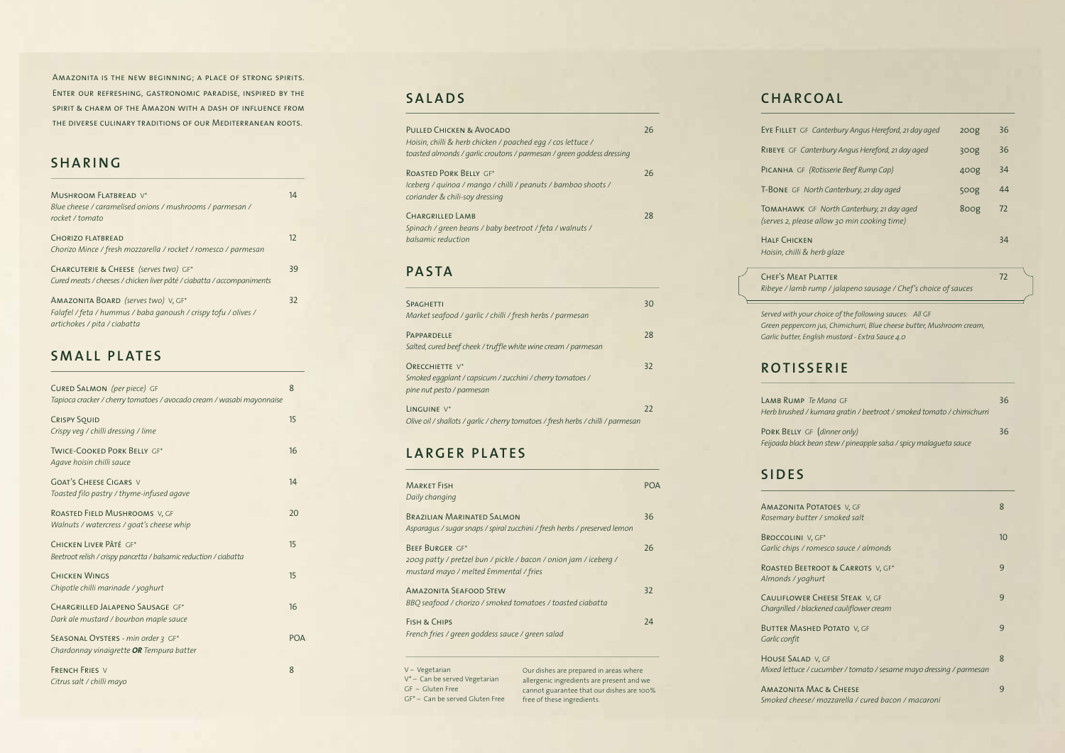Amazonita is the new beginning; a place of strong spirits. Enter our refreshing, gastronomic paradise, inspired by the spirit & charm of the Amazon with a dash of influence from the diverse culinary traditions of our Mediterranean roots.

## SHARING

**Mushroom Flatbread** V* — 14
*Blue cheese / caramelised onions / mushrooms / parmesan / rocket / tomato*

**Chorizo Flatbread** — 12
*Chorizo Mince / fresh mozzarella / rocket / romesco / parmesan*

**Charcuterie & Cheese** *(serves two)* GF* — 39
*Cured meats / cheeses / chicken liver pâté / ciabatta / accompaniments*

**Amazonita Board** *(serves two)* V, GF* — 32
*Falafel / feta / hummus / baba ganoush / crispy tofu / olives / artichokes / pita / ciabatta*

## SMALL PLATES

**Cured Salmon** *(per piece)* GF — 8
*Tapioca cracker / cherry tomatoes / avocado cream / wasabi mayonnaise*

**Crispy Squid** — 15
*Crispy veg / chilli dressing / lime*

**Twice-Cooked Pork Belly** GF* — 16
*Agave hoisin chilli sauce*

**Goat's Cheese Cigars** V — 14
*Toasted filo pastry / thyme-infused agave*

**Roasted Field Mushrooms** V, GF — 20
*Walnuts / watercress / goat's cheese whip*

**Chicken Liver Pâté** GF* — 15
*Beetroot relish / crispy pancetta / balsamic reduction / ciabatta*

**Chicken Wings** — 15
*Chipotle chilli marinade / yoghurt*

**Chargrilled Jalapeno Sausage** GF* — 16
*Dark ale mustard / bourbon maple sauce*

**Seasonal Oysters** - *min order 3* GF* — POA
*Chardonnay vinaigrette* ***OR*** *Tempura batter*

**French Fries** V — 8
*Citrus salt / chilli mayo*

## SALADS

**Pulled Chicken & Avocado** — 26
*Hoisin, chilli & herb chicken / poached egg / cos lettuce / toasted almonds / garlic croutons / parmesan / green goddess dressing*

**Roasted Pork Belly** GF* — 26
*Iceberg / quinoa / mango / chilli / peanuts / bamboo shoots / coriander & chili-soy dressing*

**Chargrilled Lamb** — 28
*Spinach / green beans / baby beetroot / feta / walnuts / balsamic reduction*

## PASTA

**Spaghetti** — 30
*Market seafood / garlic / chilli / fresh herbs / parmesan*

**Pappardelle** — 28
*Salted, cured beef cheek / truffle white wine cream / parmesan*

**Orecchiette** V* — 32
*Smoked eggplant / capsicum / zucchini / cherry tomatoes / pine nut pesto / parmesan*

**Linguine** V* — 22
*Olive oil / shallots / garlic / cherry tomatoes / fresh herbs / chilli / parmesan*

## LARGER PLATES

**Market Fish** — POA
*Daily changing*

**Brazilian Marinated Salmon** — 36
*Asparagus / sugar snaps / spiral zucchini / fresh herbs / preserved lemon*

**Beef Burger** GF* — 26
*200g patty / pretzel bun / pickle / bacon / onion jam / iceberg / mustard mayo / melted Emmental / fries*

**Amazonita Seafood Stew** — 32
*BBQ seafood / chorizo / smoked tomatoes / toasted ciabatta*

**Fish & Chips** — 24
*French fries / green goddess sauce / green salad*

V – Vegetarian
V* – Can be served Vegetarian
GF – Gluten Free
GF* – Can be served Gluten Free

Our dishes are prepared in areas where allergenic ingredients are present and we cannot guarantee that our dishes are 100% free of these ingredients.

## CHARCOAL

| | | |
|---|---|---|
| **Eye Fillet** GF *Canterbury Angus Hereford, 21 day aged* | 200g | 36 |
| **Ribeye** GF *Canterbury Angus Hereford, 21 day aged* | 300g | 36 |
| **Picanha** GF *(Rotisserie Beef Rump Cap)* | 400g | 34 |
| **T-Bone** GF *North Canterbury, 21 day aged* | 500g | 44 |
| **Tomahawk** GF *North Canterbury, 21 day aged (serves 2, please allow 30 min cooking time)* | 800g | 72 |
| **Half Chicken** *Hoisin, chilli & herb glaze* | | 34 |
| **Chef's Meat Platter** *Ribeye / lamb rump / jalapeno sausage / Chef's choice of sauces* | | 72 |

*Served with your choice of the following sauces: All GF*
*Green peppercorn jus, Chimichurri, Blue cheese butter, Mushroom cream, Garlic butter, English mustard - Extra Sauce 4.0*

## ROTISSERIE

**Lamb Rump** *Te Mana* GF — 36
*Herb brushed / kumara gratin / beetroot / smoked tomato / chimichurri*

**Pork Belly** GF *(dinner only)* — 36
*Feijoada black bean stew / pineapple salsa / spicy malagueta sauce*

## SIDES

**Amazonita Potatoes** V, GF — 8
*Rosemary butter / smoked salt*

**Broccolini** V, GF* — 10
*Garlic chips / romesco sauce / almonds*

**Roasted Beetroot & Carrots** V, GF* — 9
*Almonds / yoghurt*

**Cauliflower Cheese Steak** V, GF — 9
*Chargrilled / blackened cauliflower cream*

**Butter Mashed Potato** V, GF — 9
*Garlic confit*

**House Salad** V, GF — 8
*Mixed lettuce / cucumber / tomato / sesame mayo dressing / parmesan*

**Amazonita Mac & Cheese** — 9
*Smoked cheese/ mozzarella / cured bacon / macaroni*